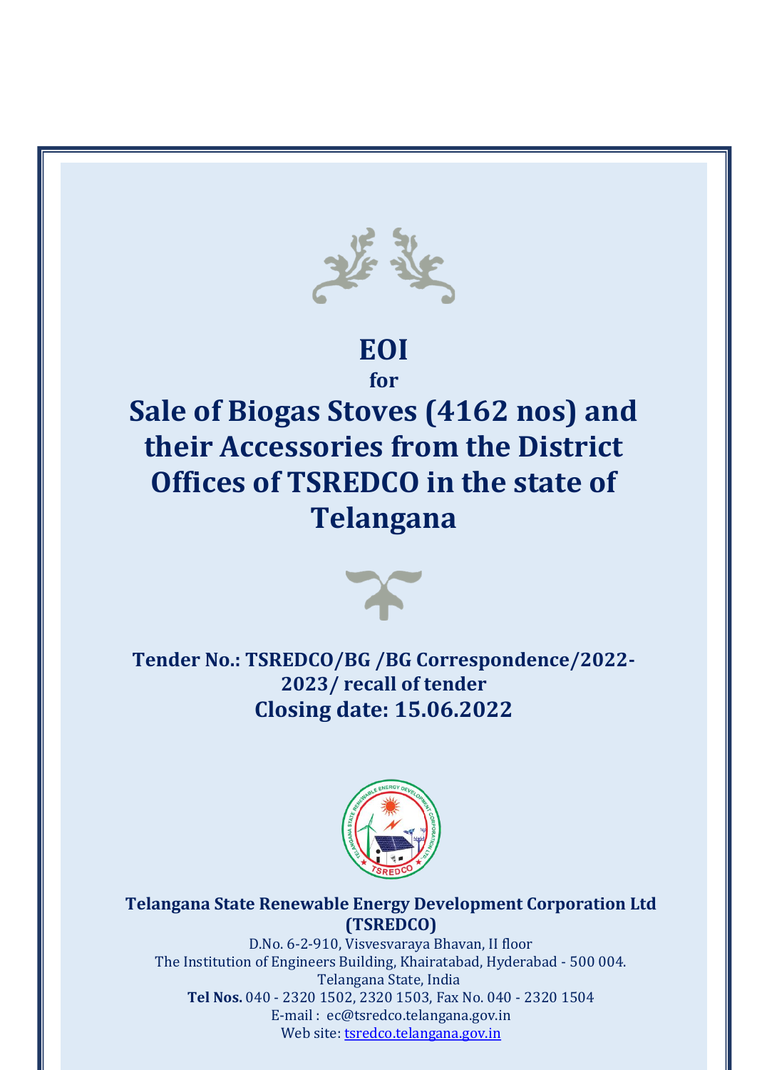# EOI

**for**

# Sale of Biogas Stoves (4162 nos) and their Accessories from the District Offices of TSREDCO in the state of Telangana

**Tender No.: TSREDCO/BG /BG Correspondence/2022-2023/ recall of tender**

**Closing date: 15.06.2022**

**Telangana State Renewable Energy Development Corporation Ltd (TSREDCO)**

D.No. 6-2-910, Visvesvaraya Bhavan, II floor
The Institution of Engineers Building, Khairatabad, Hyderabad - 500 004.
Telangana State, India
**Tel Nos.** 040 - 2320 1502, 2320 1503, Fax No. 040 - 2320 1504
E-mail : ec@tsredco.telangana.gov.in
Web site: tsredco.telangana.gov.in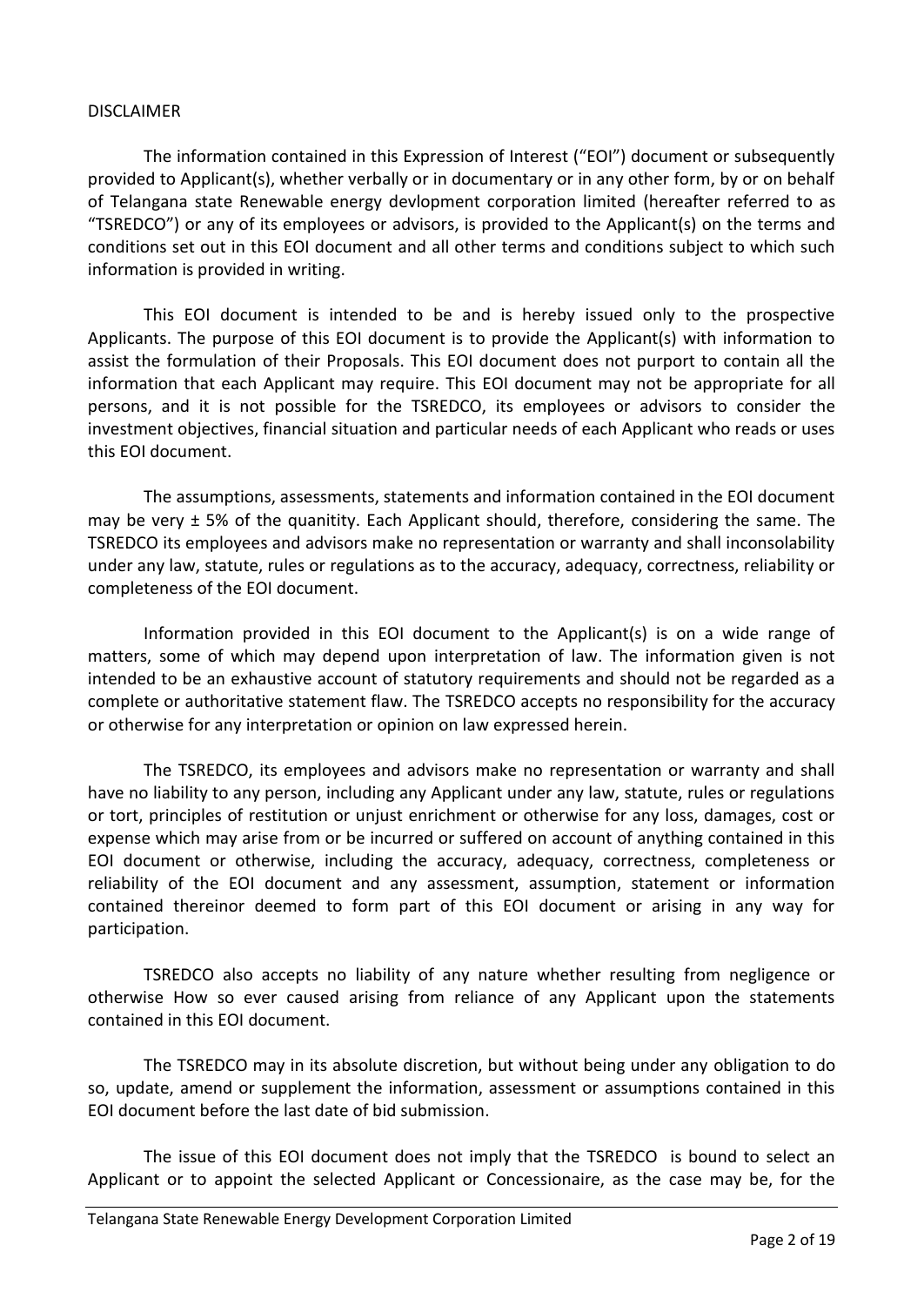DISCLAIMER

The information contained in this Expression of Interest ("EOI") document or subsequently provided to Applicant(s), whether verbally or in documentary or in any other form, by or on behalf of Telangana state Renewable energy devlopment corporation limited (hereafter referred to as "TSREDCO") or any of its employees or advisors, is provided to the Applicant(s) on the terms and conditions set out in this EOI document and all other terms and conditions subject to which such information is provided in writing.

This EOI document is intended to be and is hereby issued only to the prospective Applicants. The purpose of this EOI document is to provide the Applicant(s) with information to assist the formulation of their Proposals. This EOI document does not purport to contain all the information that each Applicant may require. This EOI document may not be appropriate for all persons, and it is not possible for the TSREDCO, its employees or advisors to consider the investment objectives, financial situation and particular needs of each Applicant who reads or uses this EOI document.

The assumptions, assessments, statements and information contained in the EOI document may be very ± 5% of the quanitity. Each Applicant should, therefore, considering the same. The TSREDCO its employees and advisors make no representation or warranty and shall inconsolability under any law, statute, rules or regulations as to the accuracy, adequacy, correctness, reliability or completeness of the EOI document.

Information provided in this EOI document to the Applicant(s) is on a wide range of matters, some of which may depend upon interpretation of law. The information given is not intended to be an exhaustive account of statutory requirements and should not be regarded as a complete or authoritative statement flaw. The TSREDCO accepts no responsibility for the accuracy or otherwise for any interpretation or opinion on law expressed herein.

The TSREDCO, its employees and advisors make no representation or warranty and shall have no liability to any person, including any Applicant under any law, statute, rules or regulations or tort, principles of restitution or unjust enrichment or otherwise for any loss, damages, cost or expense which may arise from or be incurred or suffered on account of anything contained in this EOI document or otherwise, including the accuracy, adequacy, correctness, completeness or reliability of the EOI document and any assessment, assumption, statement or information contained thereinor deemed to form part of this EOI document or arising in any way for participation.

TSREDCO also accepts no liability of any nature whether resulting from negligence or otherwise How so ever caused arising from reliance of any Applicant upon the statements contained in this EOI document.

The TSREDCO may in its absolute discretion, but without being under any obligation to do so, update, amend or supplement the information, assessment or assumptions contained in this EOI document before the last date of bid submission.

The issue of this EOI document does not imply that the TSREDCO is bound to select an Applicant or to appoint the selected Applicant or Concessionaire, as the case may be, for the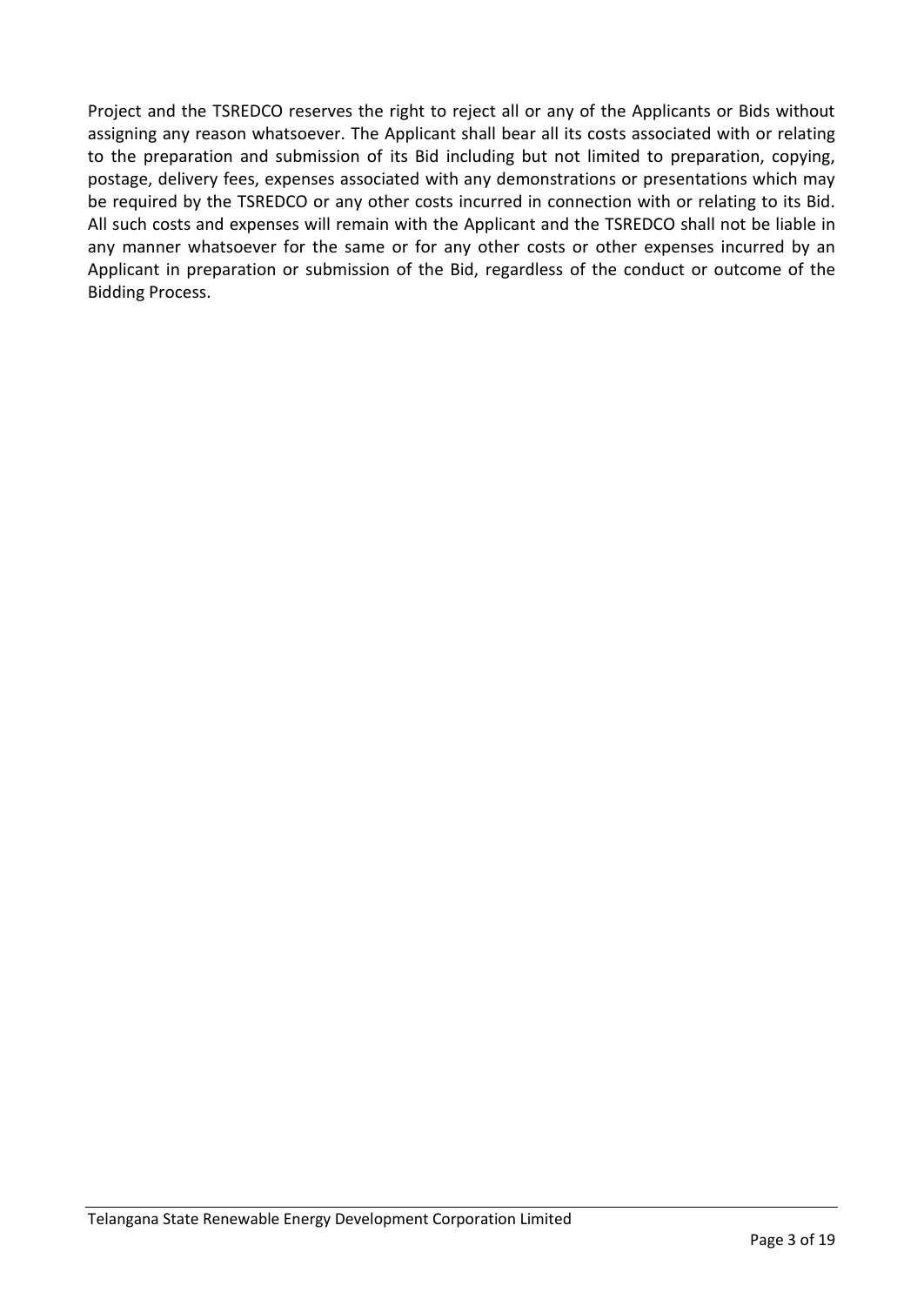Project and the TSREDCO reserves the right to reject all or any of the Applicants or Bids without assigning any reason whatsoever. The Applicant shall bear all its costs associated with or relating to the preparation and submission of its Bid including but not limited to preparation, copying, postage, delivery fees, expenses associated with any demonstrations or presentations which may be required by the TSREDCO or any other costs incurred in connection with or relating to its Bid. All such costs and expenses will remain with the Applicant and the TSREDCO shall not be liable in any manner whatsoever for the same or for any other costs or other expenses incurred by an Applicant in preparation or submission of the Bid, regardless of the conduct or outcome of the Bidding Process.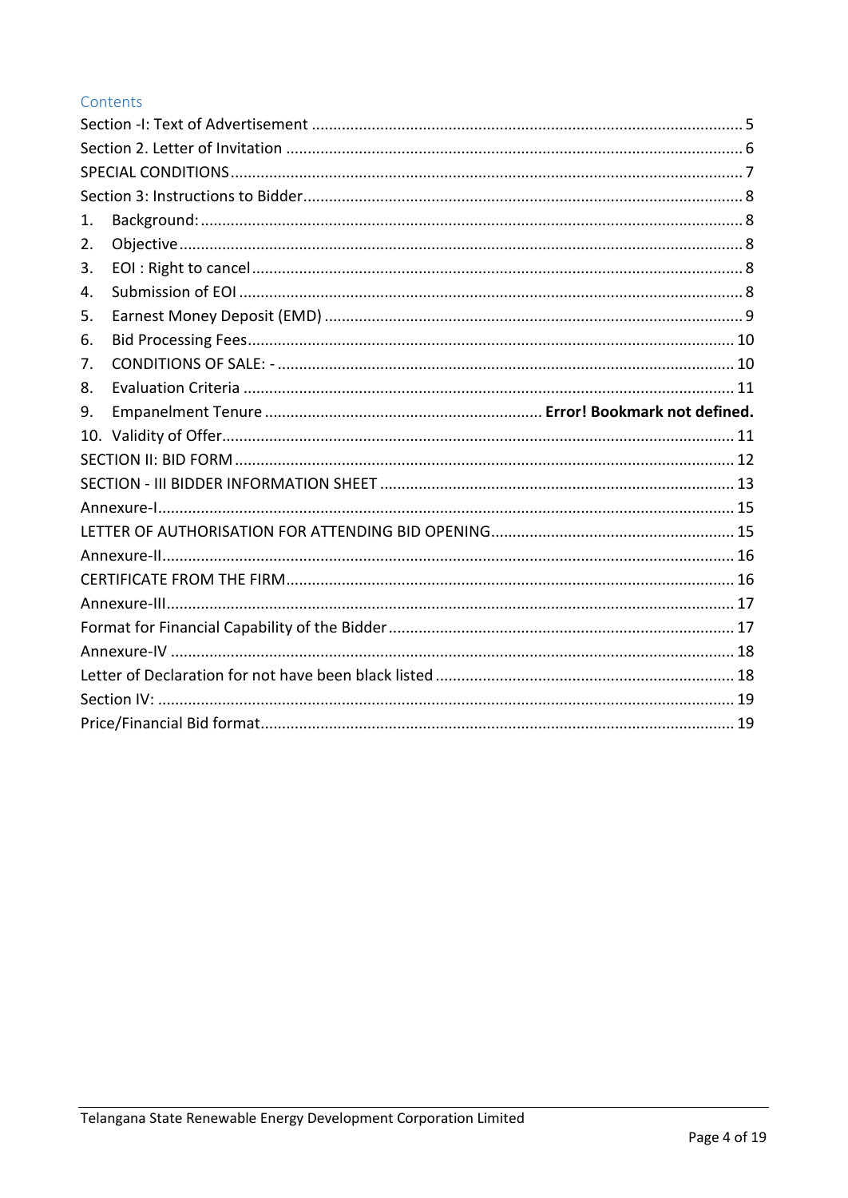## Contents

Section -I: Text of Advertisement ........................................................................................................ 5
Section 2. Letter of Invitation .............................................................................................................. 6
SPECIAL CONDITIONS .......................................................................................................................... 7
Section 3: Instructions to Bidder ......................................................................................................... 8
1. Background: ................................................................................................................................... 8
2. Objective ........................................................................................................................................ 8
3. EOI : Right to cancel ...................................................................................................................... 8
4. Submission of EOI ......................................................................................................................... 8
5. Earnest Money Deposit (EMD) ...................................................................................................... 9
6. Bid Processing Fees ...................................................................................................................... 10
7. CONDITIONS OF SALE: - ............................................................................................................. 10
8. Evaluation Criteria ....................................................................................................................... 11
9. Empanelment Tenure ............................................................... **Error! Bookmark not defined.**
10. Validity of Offer .......................................................................................................................... 11
SECTION II: BID FORM ........................................................................................................................ 12
SECTION - III BIDDER INFORMATION SHEET ..................................................................................... 13
Annexure-I ............................................................................................................................................ 15
LETTER OF AUTHORISATION FOR ATTENDING BID OPENING ......................................................... 15
Annexure-II ........................................................................................................................................... 16
CERTIFICATE FROM THE FIRM .......................................................................................................... 16
Annexure-III .......................................................................................................................................... 17
Format for Financial Capability of the Bidder ..................................................................................... 17
Annexure-IV ......................................................................................................................................... 18
Letter of Declaration for not have been black listed ......................................................................... 18
Section IV: ............................................................................................................................................ 19
Price/Financial Bid format .................................................................................................................... 19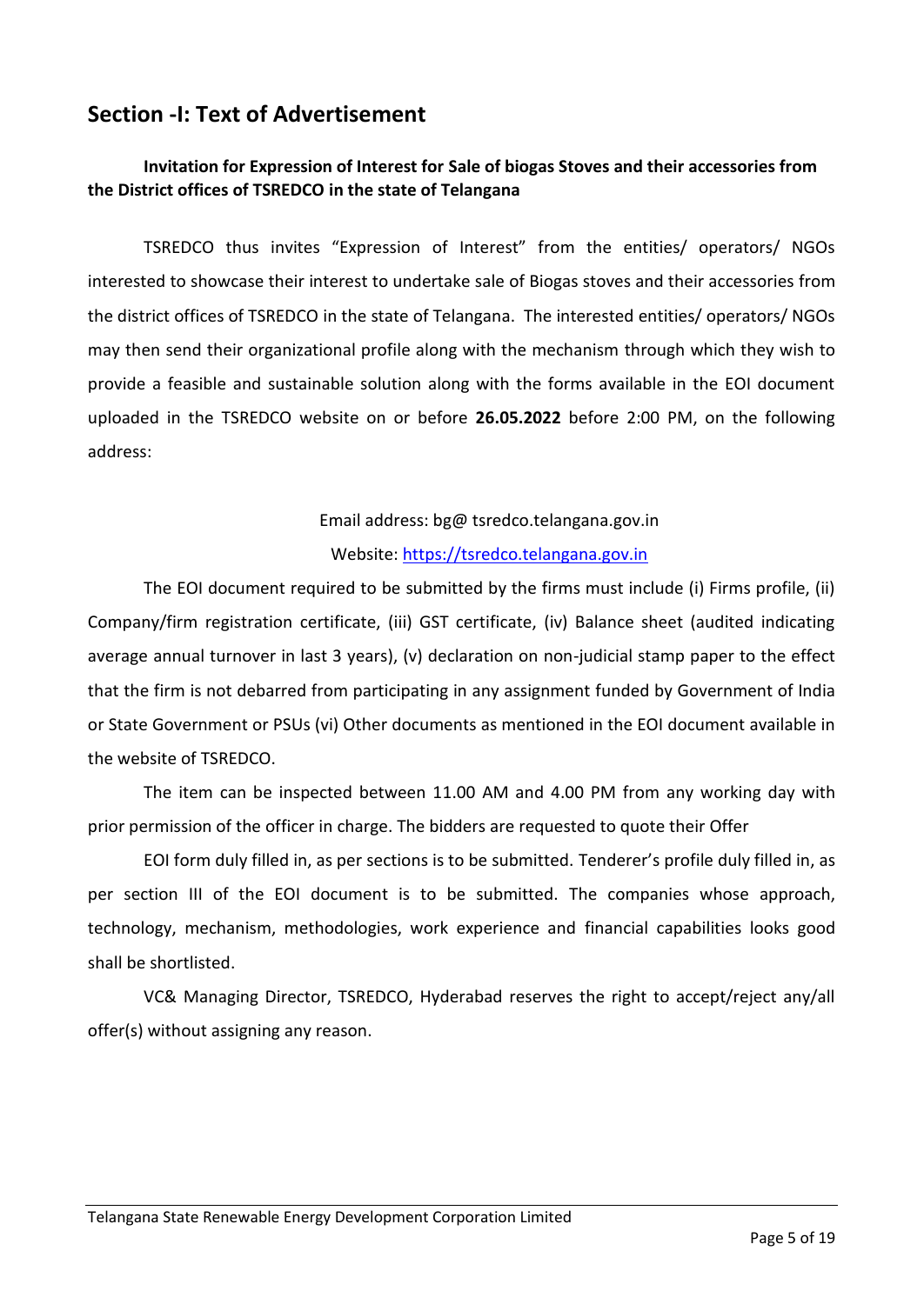## Section -I: Text of Advertisement

**Invitation for Expression of Interest for Sale of biogas Stoves and their accessories from the District offices of TSREDCO in the state of Telangana**

TSREDCO thus invites "Expression of Interest" from the entities/ operators/ NGOs interested to showcase their interest to undertake sale of Biogas stoves and their accessories from the district offices of TSREDCO in the state of Telangana. The interested entities/ operators/ NGOs may then send their organizational profile along with the mechanism through which they wish to provide a feasible and sustainable solution along with the forms available in the EOI document uploaded in the TSREDCO website on or before **26.05.2022** before 2:00 PM, on the following address:

Email address: bg@ tsredco.telangana.gov.in

Website: https://tsredco.telangana.gov.in

The EOI document required to be submitted by the firms must include (i) Firms profile, (ii) Company/firm registration certificate, (iii) GST certificate, (iv) Balance sheet (audited indicating average annual turnover in last 3 years), (v) declaration on non-judicial stamp paper to the effect that the firm is not debarred from participating in any assignment funded by Government of India or State Government or PSUs (vi) Other documents as mentioned in the EOI document available in the website of TSREDCO.

The item can be inspected between 11.00 AM and 4.00 PM from any working day with prior permission of the officer in charge. The bidders are requested to quote their Offer

EOI form duly filled in, as per sections is to be submitted. Tenderer's profile duly filled in, as per section III of the EOI document is to be submitted. The companies whose approach, technology, mechanism, methodologies, work experience and financial capabilities looks good shall be shortlisted.

VC& Managing Director, TSREDCO, Hyderabad reserves the right to accept/reject any/all offer(s) without assigning any reason.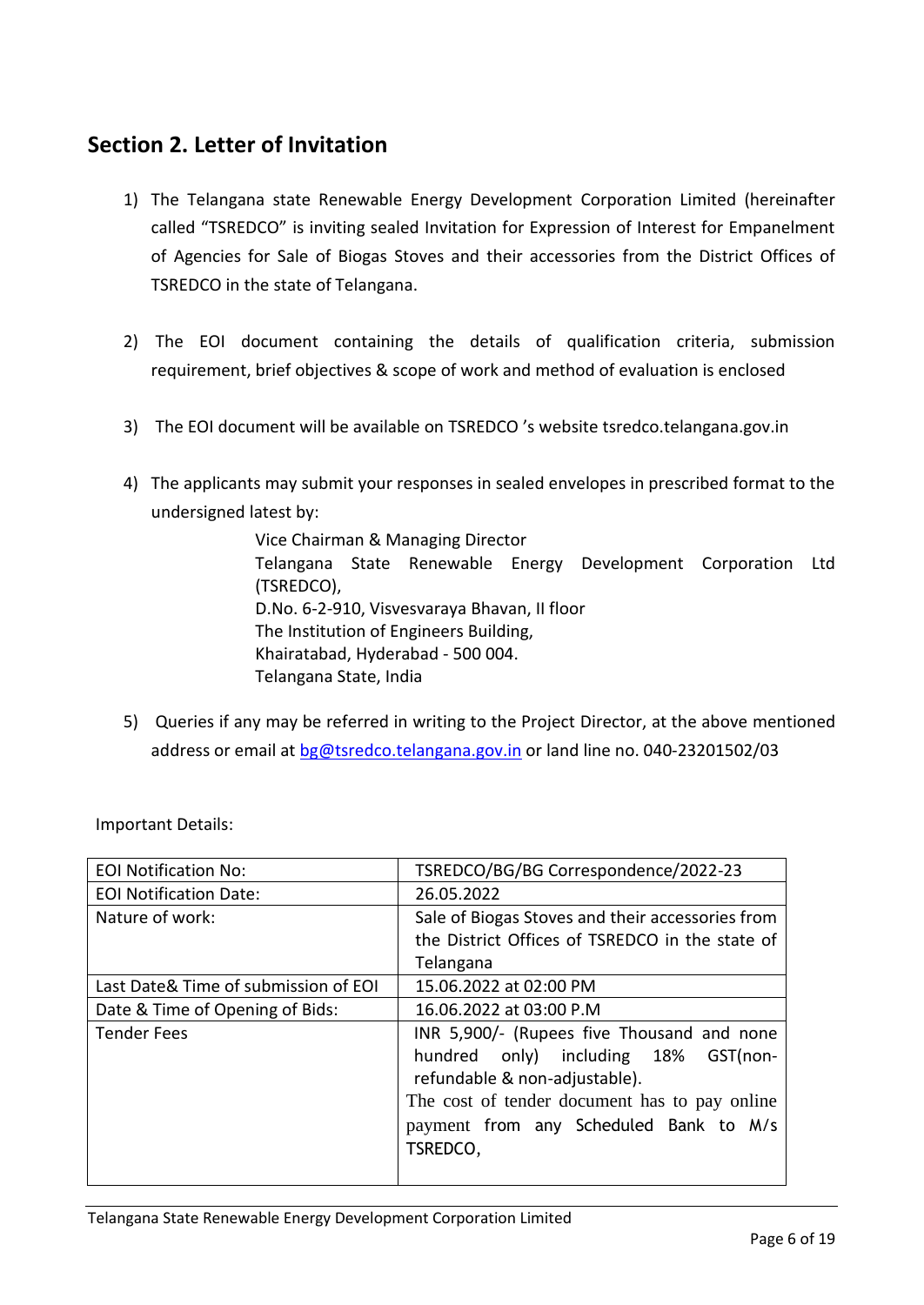## Section 2. Letter of Invitation

1) The Telangana state Renewable Energy Development Corporation Limited (hereinafter called "TSREDCO" is inviting sealed Invitation for Expression of Interest for Empanelment of Agencies for Sale of Biogas Stoves and their accessories from the District Offices of TSREDCO in the state of Telangana.

2) The EOI document containing the details of qualification criteria, submission requirement, brief objectives & scope of work and method of evaluation is enclosed

3) The EOI document will be available on TSREDCO 's website tsredco.telangana.gov.in

4) The applicants may submit your responses in sealed envelopes in prescribed format to the undersigned latest by:

   Vice Chairman & Managing Director
   Telangana State Renewable Energy Development Corporation Ltd (TSREDCO),
   D.No. 6-2-910, Visvesvaraya Bhavan, II floor
   The Institution of Engineers Building,
   Khairatabad, Hyderabad - 500 004.
   Telangana State, India

5) Queries if any may be referred in writing to the Project Director, at the above mentioned address or email at bg@tsredco.telangana.gov.in or land line no. 040-23201502/03

Important Details:

| | |
|---|---|
| EOI Notification No: | TSREDCO/BG/BG Correspondence/2022-23 |
| EOI Notification Date: | 26.05.2022 |
| Nature of work: | Sale of Biogas Stoves and their accessories from the District Offices of TSREDCO in the state of Telangana |
| Last Date& Time of submission of EOI | 15.06.2022 at 02:00 PM |
| Date & Time of Opening of Bids: | 16.06.2022 at 03:00 P.M |
| Tender Fees | INR 5,900/- (Rupees five Thousand and none hundred only) including 18% GST(non-refundable & non-adjustable).<br>The cost of tender document has to pay online payment from any Scheduled Bank to M/s TSREDCO, |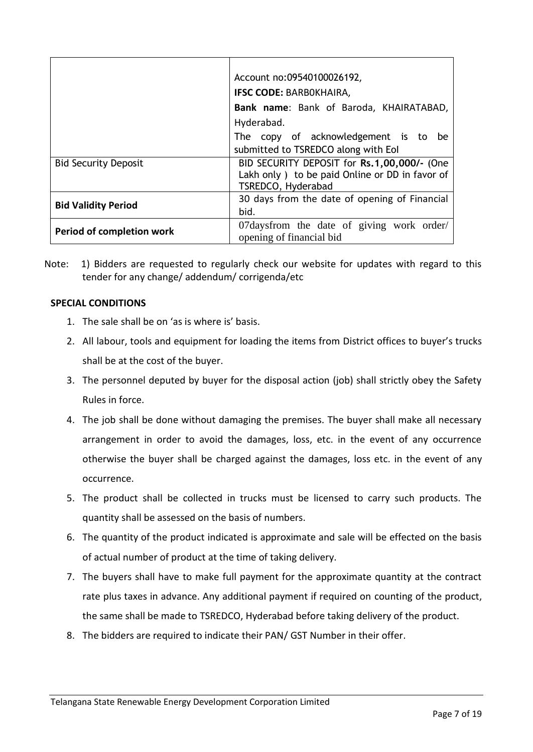| | |
|---|---|
| | Account no:09540100026192, <br> **IFSC CODE:** BARB0KHAIRA, <br> **Bank name**: Bank of Baroda, KHAIRATABAD, Hyderabad. <br> The copy of acknowledgement is to be submitted to TSREDCO along with EoI |
| Bid Security Deposit | BID SECURITY DEPOSIT for **Rs.1,00,000/-** (One Lakh only ) to be paid Online or DD in favor of TSREDCO, Hyderabad |
| **Bid Validity Period** | 30 days from the date of opening of Financial bid. |
| **Period of completion work** | 07daysfrom the date of giving work order/ opening of financial bid |

Note: 1) Bidders are requested to regularly check our website for updates with regard to this tender for any change/ addendum/ corrigenda/etc

**SPECIAL CONDITIONS**

1. The sale shall be on 'as is where is' basis.
2. All labour, tools and equipment for loading the items from District offices to buyer's trucks shall be at the cost of the buyer.
3. The personnel deputed by buyer for the disposal action (job) shall strictly obey the Safety Rules in force.
4. The job shall be done without damaging the premises. The buyer shall make all necessary arrangement in order to avoid the damages, loss, etc. in the event of any occurrence otherwise the buyer shall be charged against the damages, loss etc. in the event of any occurrence.
5. The product shall be collected in trucks must be licensed to carry such products. The quantity shall be assessed on the basis of numbers.
6. The quantity of the product indicated is approximate and sale will be effected on the basis of actual number of product at the time of taking delivery.
7. The buyers shall have to make full payment for the approximate quantity at the contract rate plus taxes in advance. Any additional payment if required on counting of the product, the same shall be made to TSREDCO, Hyderabad before taking delivery of the product.
8. The bidders are required to indicate their PAN/ GST Number in their offer.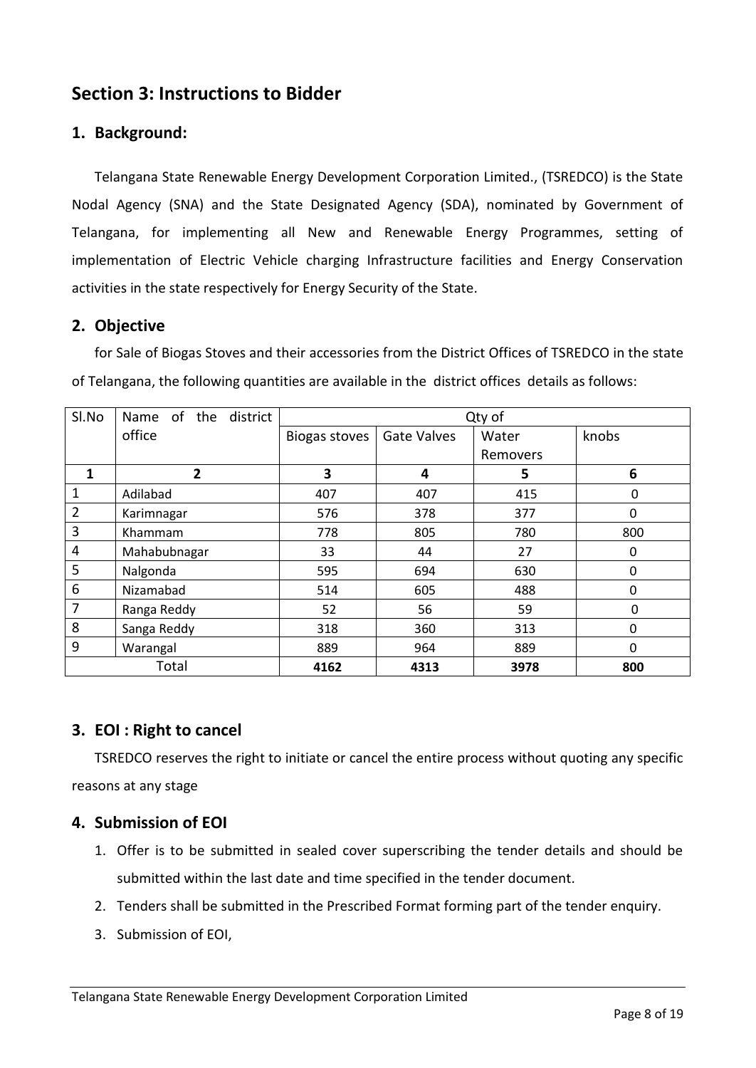## Section 3: Instructions to Bidder

### 1. Background:

Telangana State Renewable Energy Development Corporation Limited., (TSREDCO) is the State Nodal Agency (SNA) and the State Designated Agency (SDA), nominated by Government of Telangana, for implementing all New and Renewable Energy Programmes, setting of implementation of Electric Vehicle charging Infrastructure facilities and Energy Conservation activities in the state respectively for Energy Security of the State.

### 2. Objective

for Sale of Biogas Stoves and their accessories from the District Offices of TSREDCO in the state of Telangana, the following quantities are available in the district offices details as follows:

| Sl.No | Name of the district office | Qty of | | | |
|---|---|---|---|---|---|
| | | Biogas stoves | Gate Valves | Water Removers | knobs |
| **1** | **2** | **3** | **4** | **5** | **6** |
| 1 | Adilabad | 407 | 407 | 415 | 0 |
| 2 | Karimnagar | 576 | 378 | 377 | 0 |
| 3 | Khammam | 778 | 805 | 780 | 800 |
| 4 | Mahabubnagar | 33 | 44 | 27 | 0 |
| 5 | Nalgonda | 595 | 694 | 630 | 0 |
| 6 | Nizamabad | 514 | 605 | 488 | 0 |
| 7 | Ranga Reddy | 52 | 56 | 59 | 0 |
| 8 | Sanga Reddy | 318 | 360 | 313 | 0 |
| 9 | Warangal | 889 | 964 | 889 | 0 |
| Total | | **4162** | **4313** | **3978** | **800** |

### 3. EOI : Right to cancel

TSREDCO reserves the right to initiate or cancel the entire process without quoting any specific reasons at any stage

### 4. Submission of EOI

1. Offer is to be submitted in sealed cover superscribing the tender details and should be submitted within the last date and time specified in the tender document.
2. Tenders shall be submitted in the Prescribed Format forming part of the tender enquiry.
3. Submission of EOI,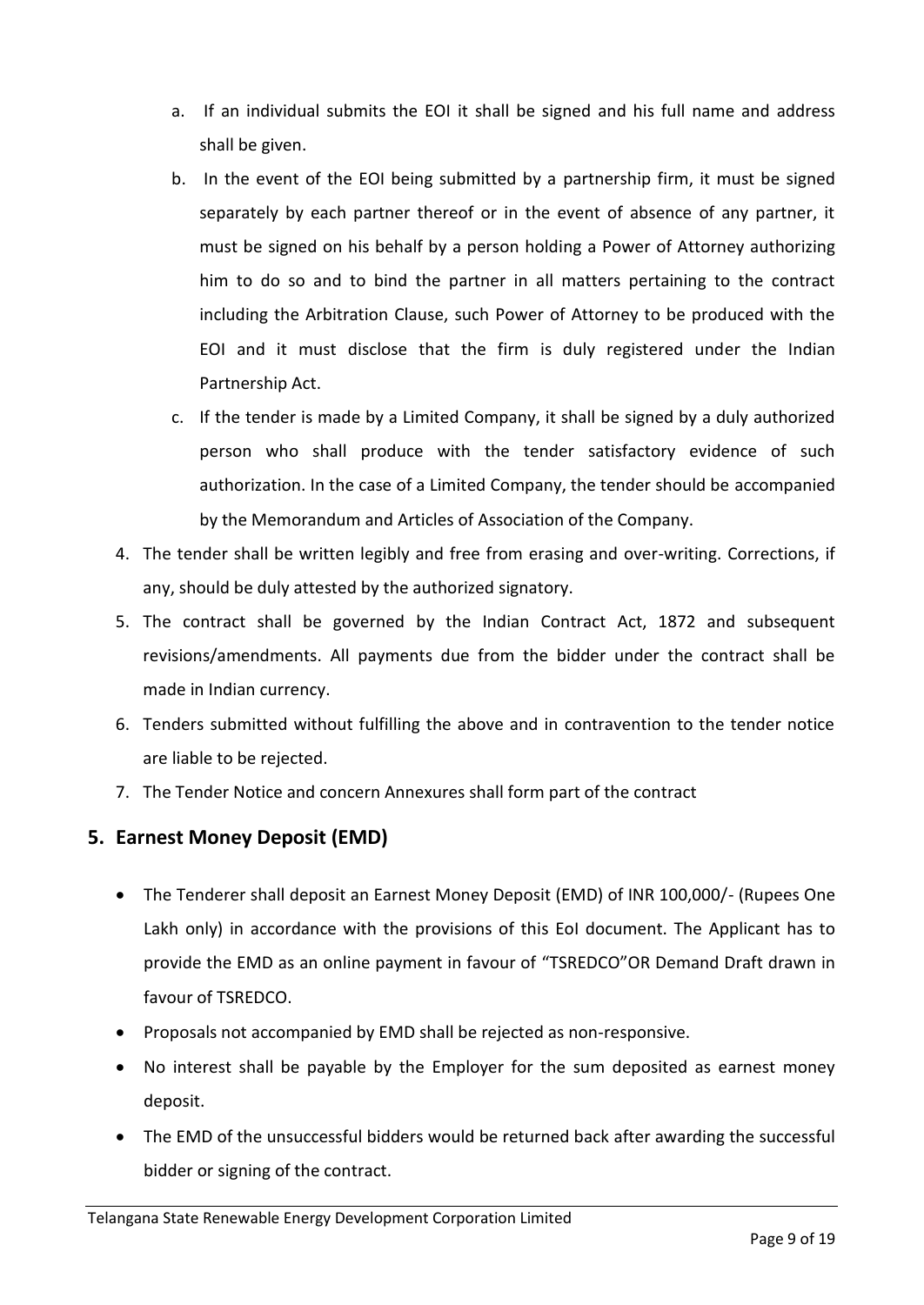a. If an individual submits the EOI it shall be signed and his full name and address shall be given.

b. In the event of the EOI being submitted by a partnership firm, it must be signed separately by each partner thereof or in the event of absence of any partner, it must be signed on his behalf by a person holding a Power of Attorney authorizing him to do so and to bind the partner in all matters pertaining to the contract including the Arbitration Clause, such Power of Attorney to be produced with the EOI and it must disclose that the firm is duly registered under the Indian Partnership Act.

c. If the tender is made by a Limited Company, it shall be signed by a duly authorized person who shall produce with the tender satisfactory evidence of such authorization. In the case of a Limited Company, the tender should be accompanied by the Memorandum and Articles of Association of the Company.

4. The tender shall be written legibly and free from erasing and over-writing. Corrections, if any, should be duly attested by the authorized signatory.
5. The contract shall be governed by the Indian Contract Act, 1872 and subsequent revisions/amendments. All payments due from the bidder under the contract shall be made in Indian currency.
6. Tenders submitted without fulfilling the above and in contravention to the tender notice are liable to be rejected.
7. The Tender Notice and concern Annexures shall form part of the contract

## 5. Earnest Money Deposit (EMD)

- The Tenderer shall deposit an Earnest Money Deposit (EMD) of INR 100,000/- (Rupees One Lakh only) in accordance with the provisions of this EoI document. The Applicant has to provide the EMD as an online payment in favour of "TSREDCO"OR Demand Draft drawn in favour of TSREDCO.
- Proposals not accompanied by EMD shall be rejected as non-responsive.
- No interest shall be payable by the Employer for the sum deposited as earnest money deposit.
- The EMD of the unsuccessful bidders would be returned back after awarding the successful bidder or signing of the contract.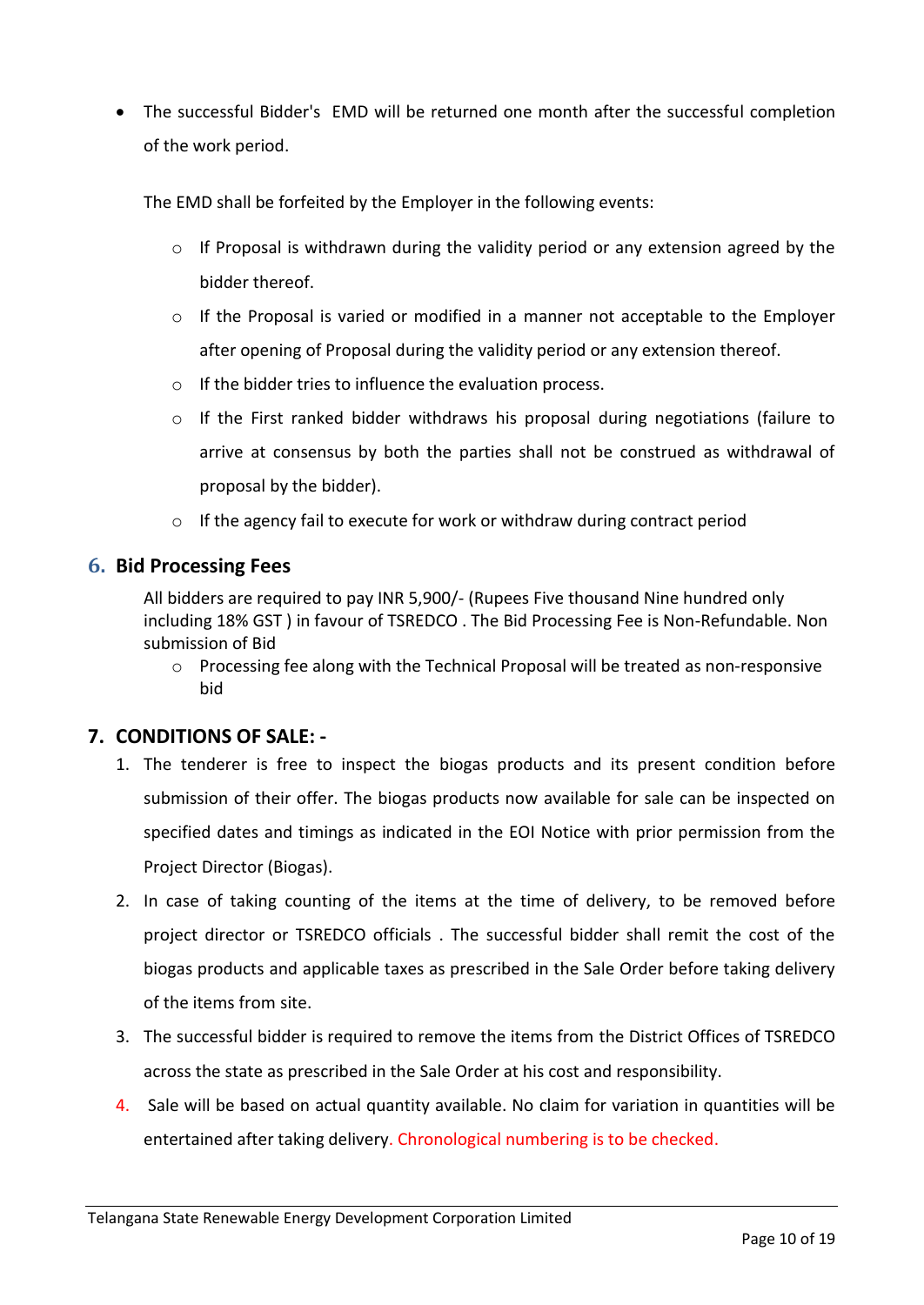- The successful Bidder's EMD will be returned one month after the successful completion of the work period.

  The EMD shall be forfeited by the Employer in the following events:

  - If Proposal is withdrawn during the validity period or any extension agreed by the bidder thereof.
  - If the Proposal is varied or modified in a manner not acceptable to the Employer after opening of Proposal during the validity period or any extension thereof.
  - If the bidder tries to influence the evaluation process.
  - If the First ranked bidder withdraws his proposal during negotiations (failure to arrive at consensus by both the parties shall not be construed as withdrawal of proposal by the bidder).
  - If the agency fail to execute for work or withdraw during contract period

## 6. Bid Processing Fees

All bidders are required to pay INR 5,900/- (Rupees Five thousand Nine hundred only including 18% GST ) in favour of TSREDCO . The Bid Processing Fee is Non-Refundable. Non submission of Bid

- Processing fee along with the Technical Proposal will be treated as non-responsive bid

## 7. CONDITIONS OF SALE: -

1. The tenderer is free to inspect the biogas products and its present condition before submission of their offer. The biogas products now available for sale can be inspected on specified dates and timings as indicated in the EOI Notice with prior permission from the Project Director (Biogas).
2. In case of taking counting of the items at the time of delivery, to be removed before project director or TSREDCO officials . The successful bidder shall remit the cost of the biogas products and applicable taxes as prescribed in the Sale Order before taking delivery of the items from site.
3. The successful bidder is required to remove the items from the District Offices of TSREDCO across the state as prescribed in the Sale Order at his cost and responsibility.
4. Sale will be based on actual quantity available. No claim for variation in quantities will be entertained after taking delivery. Chronological numbering is to be checked.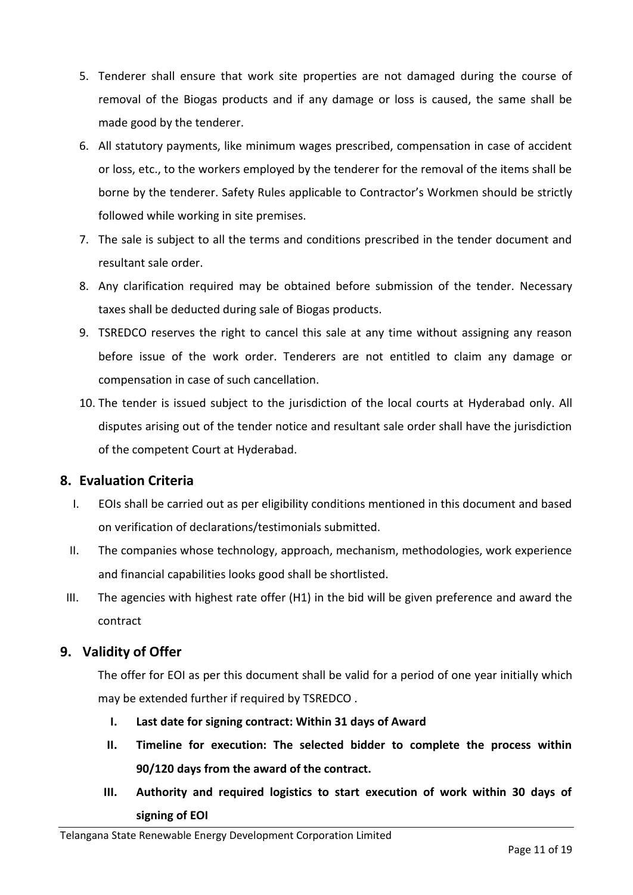5. Tenderer shall ensure that work site properties are not damaged during the course of removal of the Biogas products and if any damage or loss is caused, the same shall be made good by the tenderer.
6. All statutory payments, like minimum wages prescribed, compensation in case of accident or loss, etc., to the workers employed by the tenderer for the removal of the items shall be borne by the tenderer. Safety Rules applicable to Contractor's Workmen should be strictly followed while working in site premises.
7. The sale is subject to all the terms and conditions prescribed in the tender document and resultant sale order.
8. Any clarification required may be obtained before submission of the tender. Necessary taxes shall be deducted during sale of Biogas products.
9. TSREDCO reserves the right to cancel this sale at any time without assigning any reason before issue of the work order. Tenderers are not entitled to claim any damage or compensation in case of such cancellation.
10. The tender is issued subject to the jurisdiction of the local courts at Hyderabad only. All disputes arising out of the tender notice and resultant sale order shall have the jurisdiction of the competent Court at Hyderabad.

## 8. Evaluation Criteria

I. EOIs shall be carried out as per eligibility conditions mentioned in this document and based on verification of declarations/testimonials submitted.

II. The companies whose technology, approach, mechanism, methodologies, work experience and financial capabilities looks good shall be shortlisted.

III. The agencies with highest rate offer (H1) in the bid will be given preference and award the contract

## 9. Validity of Offer

The offer for EOI as per this document shall be valid for a period of one year initially which may be extended further if required by TSREDCO .

**I. Last date for signing contract: Within 31 days of Award**

**II. Timeline for execution: The selected bidder to complete the process within 90/120 days from the award of the contract.**

**III. Authority and required logistics to start execution of work within 30 days of signing of EOI**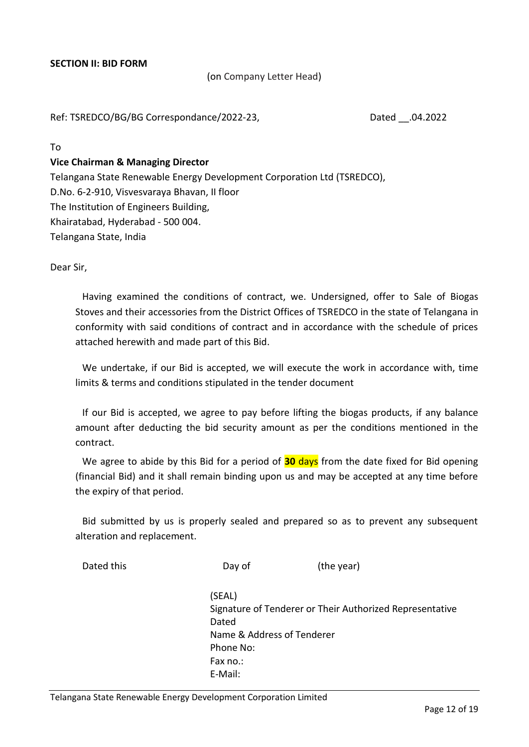## SECTION II: BID FORM

(on Company Letter Head)

Ref: TSREDCO/BG/BG Correspondance/2022-23, Dated \_\_.04.2022

To

**Vice Chairman & Managing Director**
Telangana State Renewable Energy Development Corporation Ltd (TSREDCO),
D.No. 6-2-910, Visvesvaraya Bhavan, II floor
The Institution of Engineers Building,
Khairatabad, Hyderabad - 500 004.
Telangana State, India

Dear Sir,

Having examined the conditions of contract, we. Undersigned, offer to Sale of Biogas Stoves and their accessories from the District Offices of TSREDCO in the state of Telangana in conformity with said conditions of contract and in accordance with the schedule of prices attached herewith and made part of this Bid.

We undertake, if our Bid is accepted, we will execute the work in accordance with, time limits & terms and conditions stipulated in the tender document

If our Bid is accepted, we agree to pay before lifting the biogas products, if any balance amount after deducting the bid security amount as per the conditions mentioned in the contract.

We agree to abide by this Bid for a period of **30** days from the date fixed for Bid opening (financial Bid) and it shall remain binding upon us and may be accepted at any time before the expiry of that period.

Bid submitted by us is properly sealed and prepared so as to prevent any subsequent alteration and replacement.

Dated this Day of (the year)

(SEAL)
Signature of Tenderer or Their Authorized Representative
Dated
Name & Address of Tenderer
Phone No:
Fax no.:
E-Mail: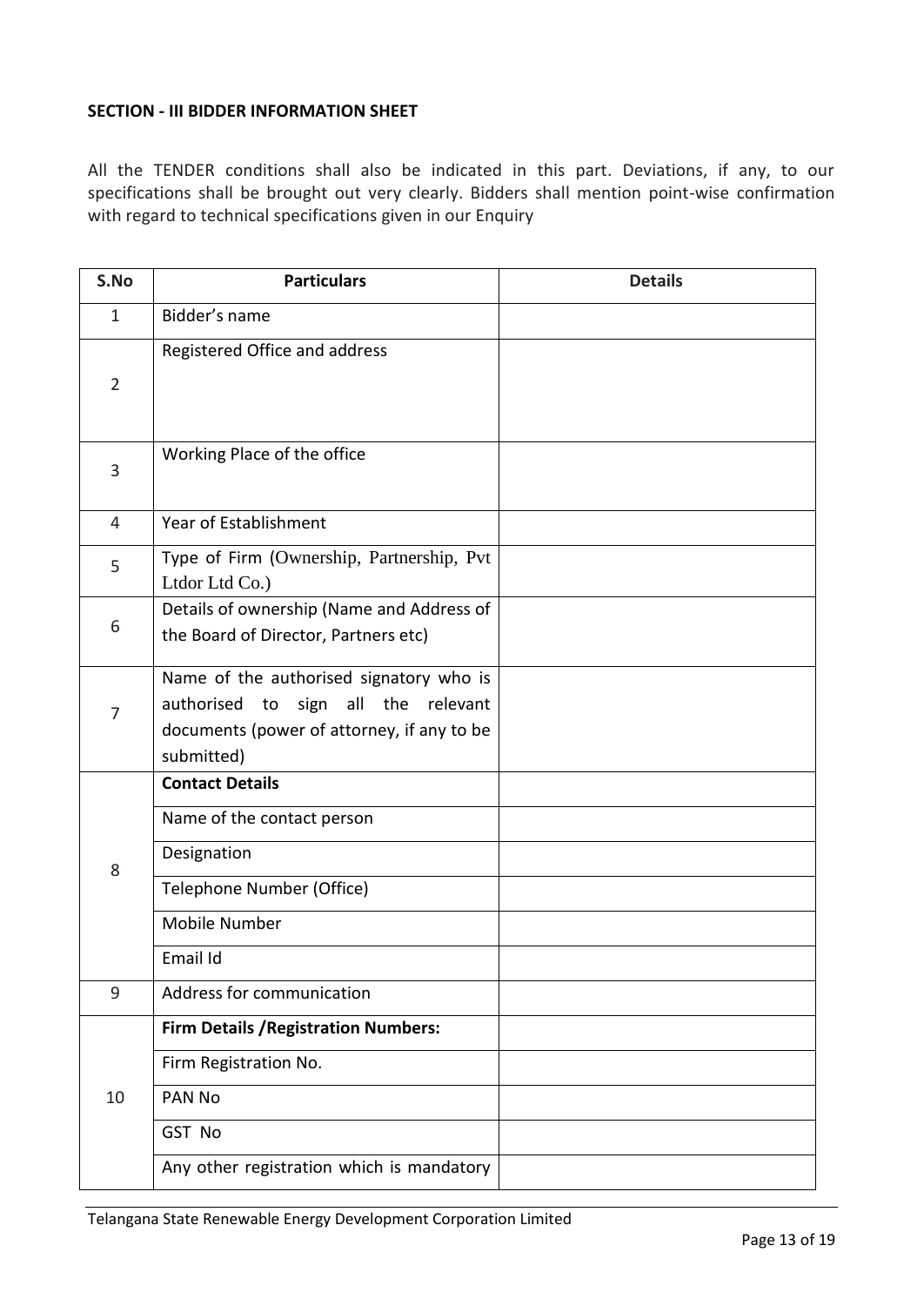**SECTION - III BIDDER INFORMATION SHEET**

All the TENDER conditions shall also be indicated in this part. Deviations, if any, to our specifications shall be brought out very clearly. Bidders shall mention point-wise confirmation with regard to technical specifications given in our Enquiry

| S.No | Particulars | Details |
|---|---|---|
| 1 | Bidder's name | |
| 2 | Registered Office and address | |
| 3 | Working Place of the office | |
| 4 | Year of Establishment | |
| 5 | Type of Firm (Ownership, Partnership, Pvt Ltdor Ltd Co.) | |
| 6 | Details of ownership (Name and Address of the Board of Director, Partners etc) | |
| 7 | Name of the authorised signatory who is authorised to sign all the relevant documents (power of attorney, if any to be submitted) | |
| 8 | **Contact Details** | |
| | Name of the contact person | |
| | Designation | |
| | Telephone Number (Office) | |
| | Mobile Number | |
| | Email Id | |
| 9 | Address for communication | |
| 10 | **Firm Details /Registration Numbers:** | |
| | Firm Registration No. | |
| | PAN No | |
| | GST No | |
| | Any other registration which is mandatory | |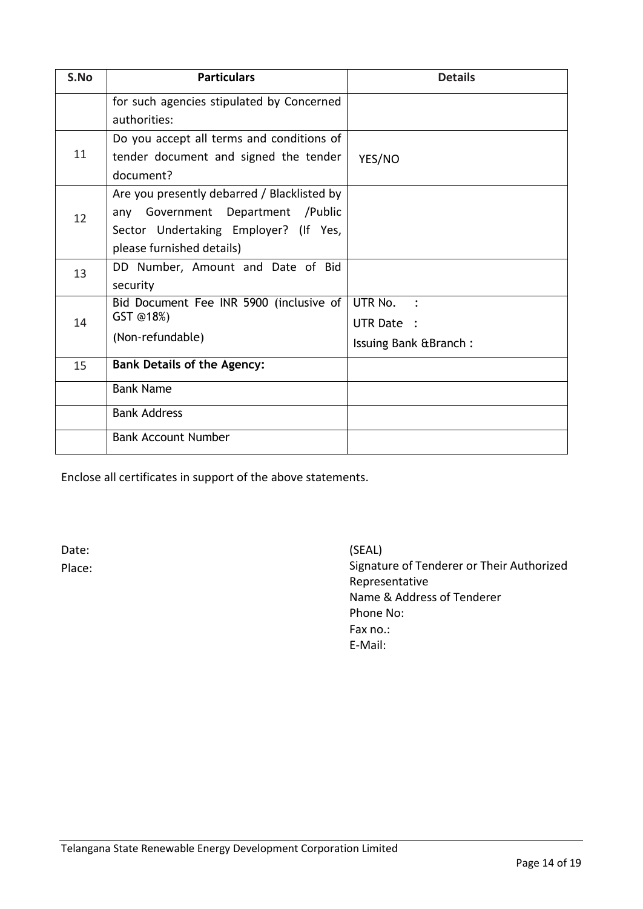| S.No | Particulars | Details |
|---|---|---|
| | for such agencies stipulated by Concerned authorities: | |
| 11 | Do you accept all terms and conditions of tender document and signed the tender document? | YES/NO |
| 12 | Are you presently debarred / Blacklisted by any Government Department /Public Sector Undertaking Employer? (If Yes, please furnished details) | |
| 13 | DD Number, Amount and Date of Bid security | |
| 14 | Bid Document Fee INR 5900 (inclusive of GST @18%) (Non-refundable) | UTR No. : <br> UTR Date : <br> Issuing Bank &Branch : |
| 15 | **Bank Details of the Agency:** | |
| | Bank Name | |
| | Bank Address | |
| | Bank Account Number | |

Enclose all certificates in support of the above statements.

Date:

Place:

(SEAL)
Signature of Tenderer or Their Authorized Representative
Name & Address of Tenderer
Phone No:
Fax no.:
E-Mail: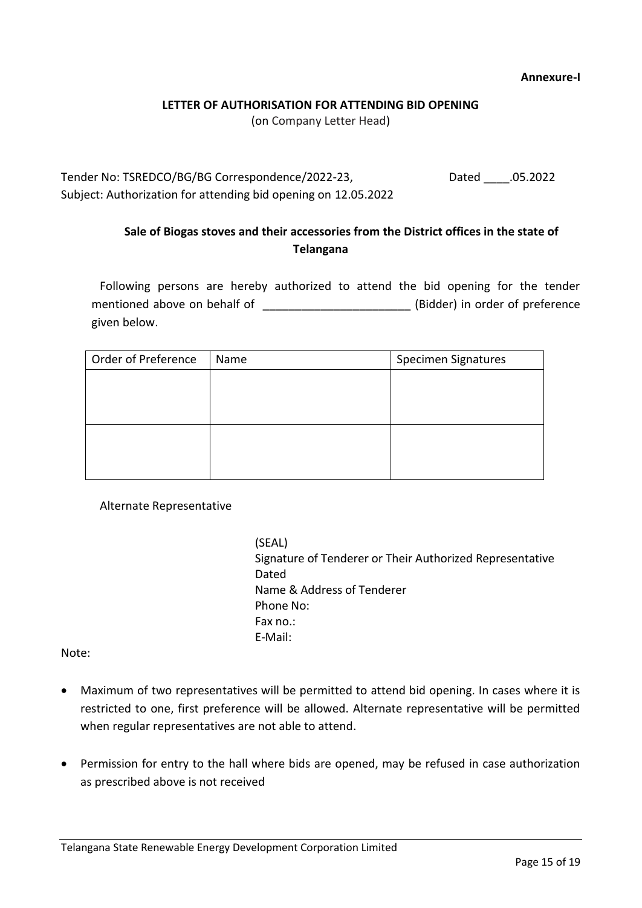**Annexure-I**

**LETTER OF AUTHORISATION FOR ATTENDING BID OPENING**

(on Company Letter Head)

Tender No: TSREDCO/BG/BG Correspondence/2022-23, Dated ____.05.2022

Subject: Authorization for attending bid opening on 12.05.2022

**Sale of Biogas stoves and their accessories from the District offices in the state of Telangana**

Following persons are hereby authorized to attend the bid opening for the tender mentioned above on behalf of _______________________ (Bidder) in order of preference given below.

| Order of Preference | Name | Specimen Signatures |
|---|---|---|
| | | |
| | | |

Alternate Representative

(SEAL)
Signature of Tenderer or Their Authorized Representative
Dated
Name & Address of Tenderer
Phone No:
Fax no.:
E-Mail:

Note:

- Maximum of two representatives will be permitted to attend bid opening. In cases where it is restricted to one, first preference will be allowed. Alternate representative will be permitted when regular representatives are not able to attend.
- Permission for entry to the hall where bids are opened, may be refused in case authorization as prescribed above is not received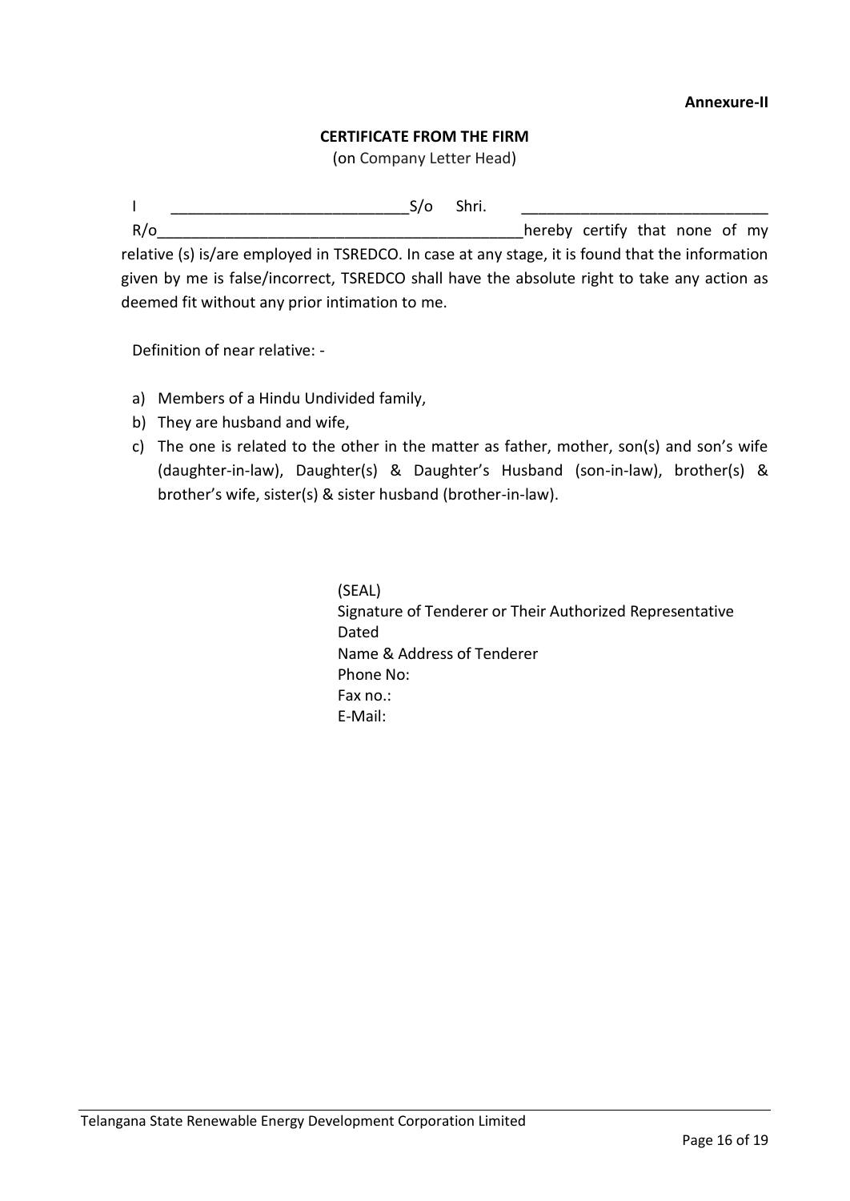**Annexure-II**

**CERTIFICATE FROM THE FIRM**

(on Company Letter Head)

I ____________________________S/o Shri. _____________________________ R/o___________________________________________hereby certify that none of my relative (s) is/are employed in TSREDCO. In case at any stage, it is found that the information given by me is false/incorrect, TSREDCO shall have the absolute right to take any action as deemed fit without any prior intimation to me.

Definition of near relative: -

a) Members of a Hindu Undivided family,
b) They are husband and wife,
c) The one is related to the other in the matter as father, mother, son(s) and son's wife (daughter-in-law), Daughter(s) & Daughter's Husband (son-in-law), brother(s) & brother's wife, sister(s) & sister husband (brother-in-law).

(SEAL)
Signature of Tenderer or Their Authorized Representative
Dated
Name & Address of Tenderer
Phone No:
Fax no.:
E-Mail:

Telangana State Renewable Energy Development Corporation Limited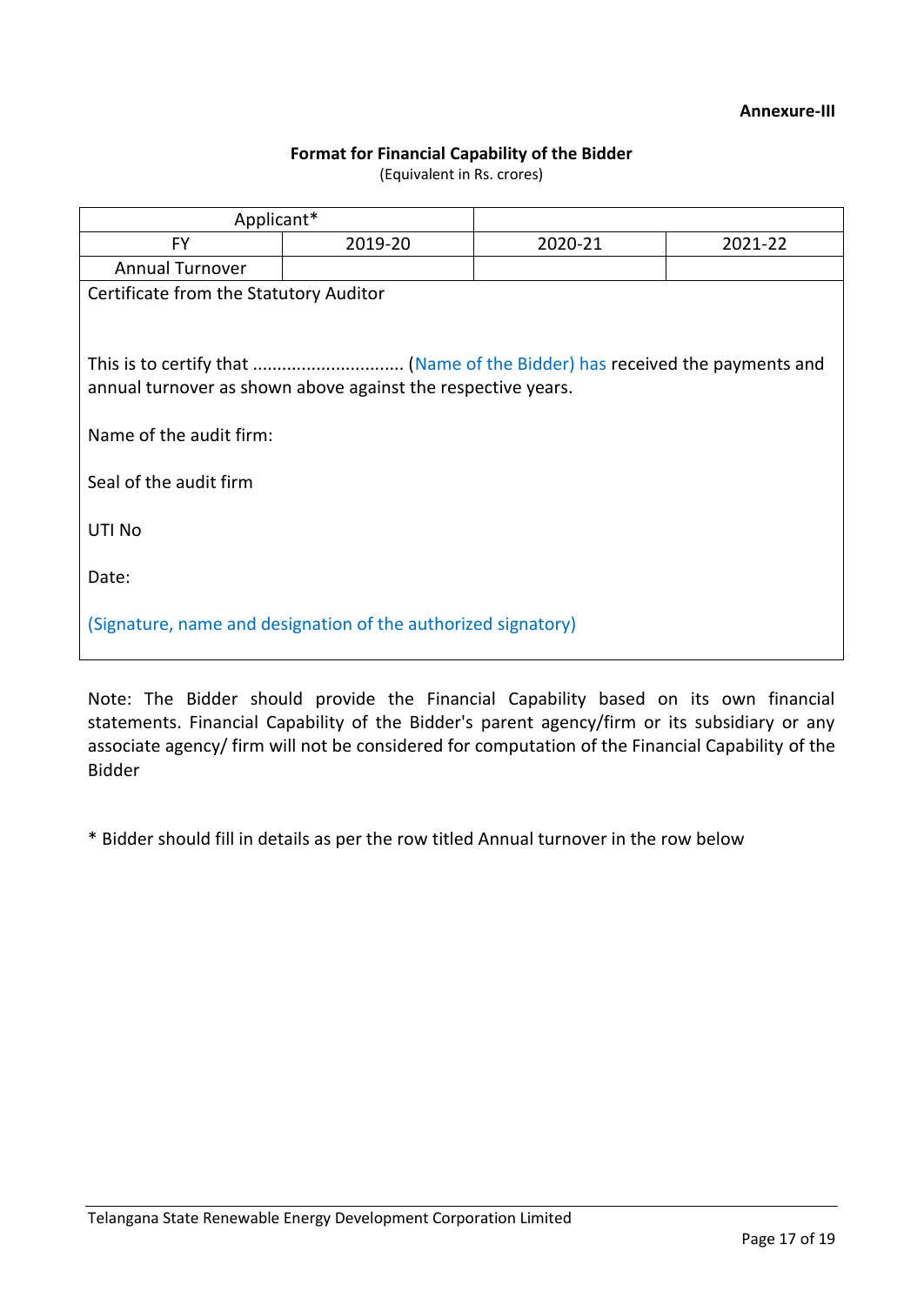**Annexure-III**

**Format for Financial Capability of the Bidder**

(Equivalent in Rs. crores)

| Applicant* | | | |
|---|---|---|---|
| FY | 2019-20 | 2020-21 | 2021-22 |
| Annual Turnover | | | |

Certificate from the Statutory Auditor

This is to certify that .............................. (Name of the Bidder) has received the payments and annual turnover as shown above against the respective years.

Name of the audit firm:

Seal of the audit firm

UTI No

Date:

(Signature, name and designation of the authorized signatory)

Note: The Bidder should provide the Financial Capability based on its own financial statements. Financial Capability of the Bidder's parent agency/firm or its subsidiary or any associate agency/ firm will not be considered for computation of the Financial Capability of the Bidder

* Bidder should fill in details as per the row titled Annual turnover in the row below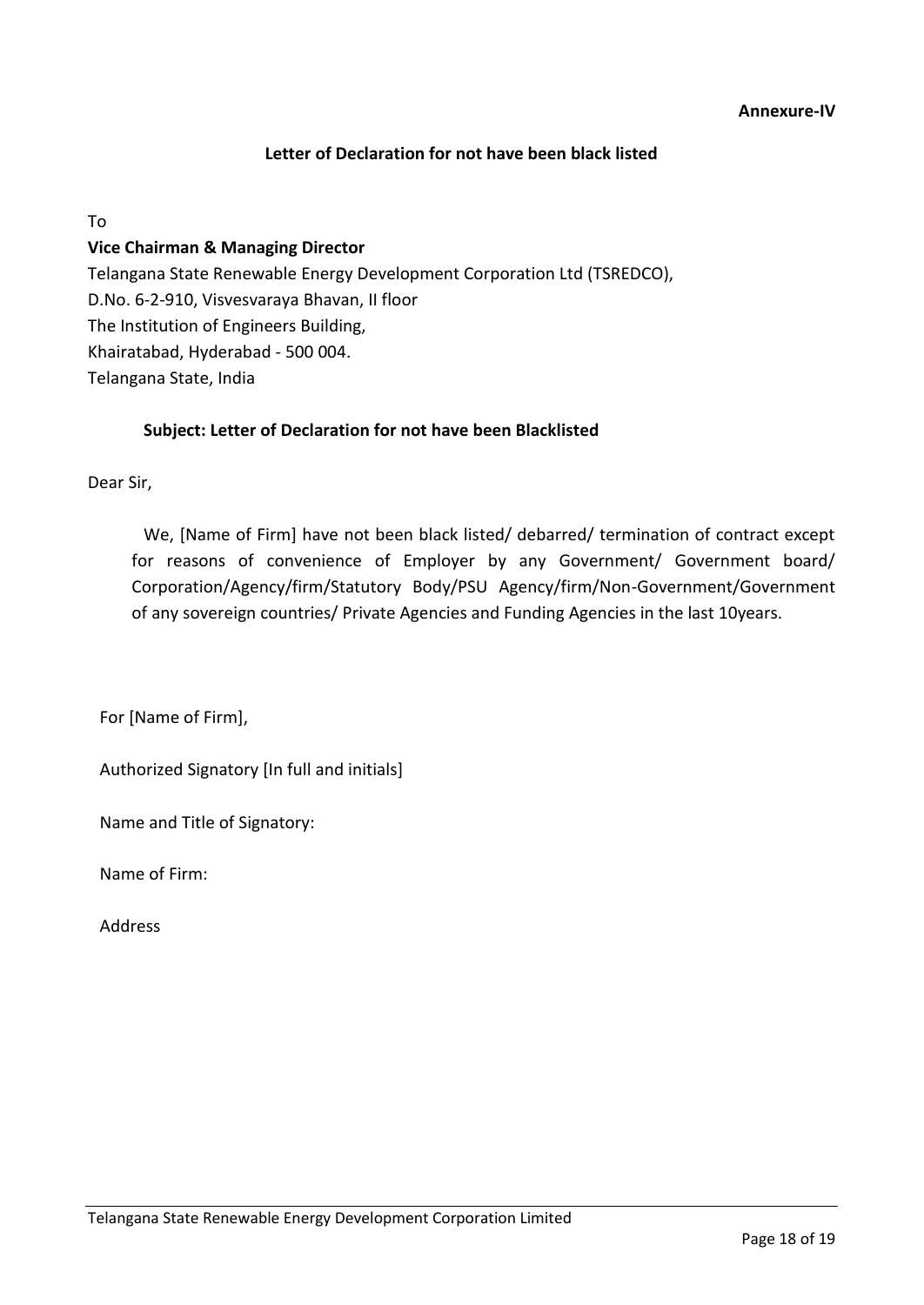**Annexure-IV**

## Letter of Declaration for not have been black listed

To

**Vice Chairman & Managing Director**
Telangana State Renewable Energy Development Corporation Ltd (TSREDCO),
D.No. 6-2-910, Visvesvaraya Bhavan, II floor
The Institution of Engineers Building,
Khairatabad, Hyderabad - 500 004.
Telangana State, India

**Subject: Letter of Declaration for not have been Blacklisted**

Dear Sir,

We, [Name of Firm] have not been black listed/ debarred/ termination of contract except for reasons of convenience of Employer by any Government/ Government board/ Corporation/Agency/firm/Statutory Body/PSU Agency/firm/Non-Government/Government of any sovereign countries/ Private Agencies and Funding Agencies in the last 10years.

For [Name of Firm],

Authorized Signatory [In full and initials]

Name and Title of Signatory:

Name of Firm:

Address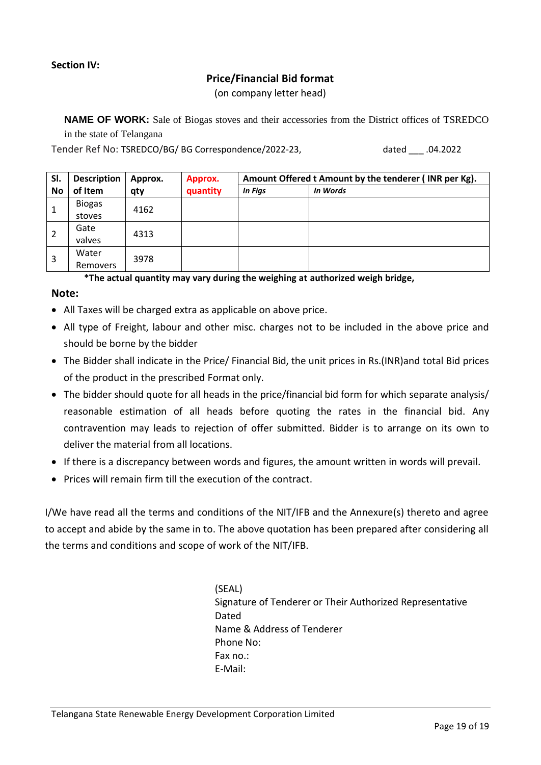**Section IV:**

## Price/Financial Bid format

(on company letter head)

**NAME OF WORK:** Sale of Biogas stoves and their accessories from the District offices of TSREDCO in the state of Telangana

Tender Ref No: TSREDCO/BG/ BG Correspondence/2022-23, dated ___ .04.2022

| Sl. No | Description of Item | Approx. qty | Approx. quantity | Amount Offered t Amount by the tenderer ( INR per Kg). | |
|---|---|---|---|---|---|
| | | | | *In Figs* | *In Words* |
| 1 | Biogas stoves | 4162 | | | |
| 2 | Gate valves | 4313 | | | |
| 3 | Water Removers | 3978 | | | |

**\*The actual quantity may vary during the weighing at authorized weigh bridge,**

**Note:**

- All Taxes will be charged extra as applicable on above price.
- All type of Freight, labour and other misc. charges not to be included in the above price and should be borne by the bidder
- The Bidder shall indicate in the Price/ Financial Bid, the unit prices in Rs.(INR)and total Bid prices of the product in the prescribed Format only.
- The bidder should quote for all heads in the price/financial bid form for which separate analysis/ reasonable estimation of all heads before quoting the rates in the financial bid. Any contravention may leads to rejection of offer submitted. Bidder is to arrange on its own to deliver the material from all locations.
- If there is a discrepancy between words and figures, the amount written in words will prevail.
- Prices will remain firm till the execution of the contract.

I/We have read all the terms and conditions of the NIT/IFB and the Annexure(s) thereto and agree to accept and abide by the same in to. The above quotation has been prepared after considering all the terms and conditions and scope of work of the NIT/IFB.

(SEAL)
Signature of Tenderer or Their Authorized Representative
Dated
Name & Address of Tenderer
Phone No:
Fax no.:
E-Mail: